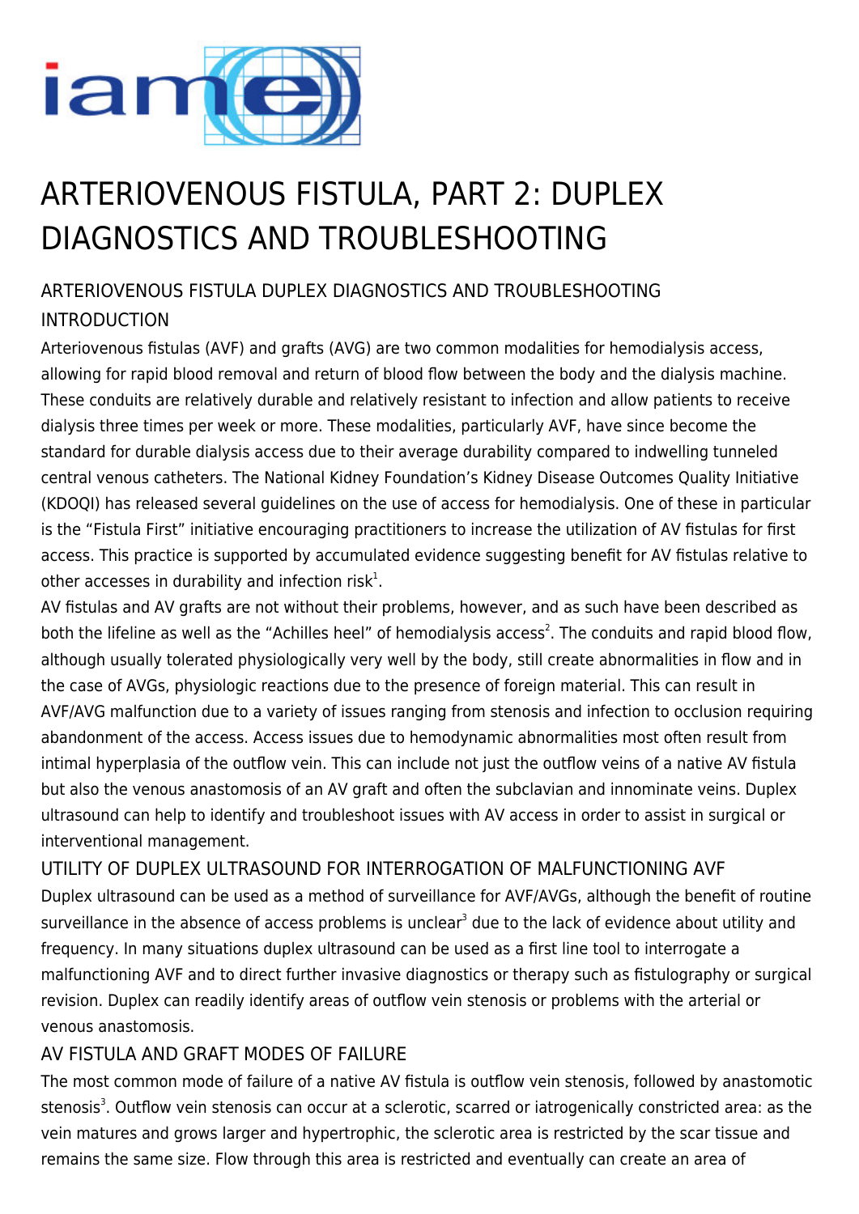# ARTERIOVENOUS FISTULA, PART 2: DUPLEX DIAGNOSTICS AND TROUBLESHOOTING

## ARTERIOVENOUS FISTULA DUPLEX DIAGNOSTICS AND TROUBLESHOOTING

## INTRODUCTION

Arteriovenous fistulas (AVF) and grafts (AVG) are two common modalities for hemodialysis access, allowing for rapid blood removal and return of blood flow between the body and the dialysis machine. These conduits are relatively durable and relatively resistant to infection and allow patients to receive dialysis three times per week or more. These modalities, particularly AVF, have since become the standard for durable dialysis access due to their average durability compared to indwelling tunneled central venous catheters. The National Kidney Foundation's Kidney Disease Outcomes Quality Initiative (KDOQI) has released several guidelines on the use of access for hemodialysis. One of these in particular is the "Fistula First" initiative encouraging practitioners to increase the utilization of AV fistulas for first access. This practice is supported by accumulated evidence suggesting benefit for AV fistulas relative to other accesses in durability and infection risk[1].

AV fistulas and AV grafts are not without their problems, however, and as such have been described as both the lifeline as well as the "Achilles heel" of hemodialysis access[2]. The conduits and rapid blood flow, although usually tolerated physiologically very well by the body, still create abnormalities in flow and in the case of AVGs, physiologic reactions due to the presence of foreign material. This can result in AVF/AVG malfunction due to a variety of issues ranging from stenosis and infection to occlusion requiring abandonment of the access. Access issues due to hemodynamic abnormalities most often result from intimal hyperplasia of the outflow vein. This can include not just the outflow veins of a native AV fistula but also the venous anastomosis of an AV graft and often the subclavian and innominate veins. Duplex ultrasound can help to identify and troubleshoot issues with AV access in order to assist in surgical or interventional management.

## UTILITY OF DUPLEX ULTRASOUND FOR INTERROGATION OF MALFUNCTIONING AVF

Duplex ultrasound can be used as a method of surveillance for AVF/AVGs, although the benefit of routine surveillance in the absence of access problems is unclear[3] due to the lack of evidence about utility and frequency. In many situations duplex ultrasound can be used as a first line tool to interrogate a malfunctioning AVF and to direct further invasive diagnostics or therapy such as fistulography or surgical revision. Duplex can readily identify areas of outflow vein stenosis or problems with the arterial or venous anastomosis.

## AV FISTULA AND GRAFT MODES OF FAILURE

The most common mode of failure of a native AV fistula is outflow vein stenosis, followed by anastomotic stenosis[3]. Outflow vein stenosis can occur at a sclerotic, scarred or iatrogenically constricted area: as the vein matures and grows larger and hypertrophic, the sclerotic area is restricted by the scar tissue and remains the same size. Flow through this area is restricted and eventually can create an area of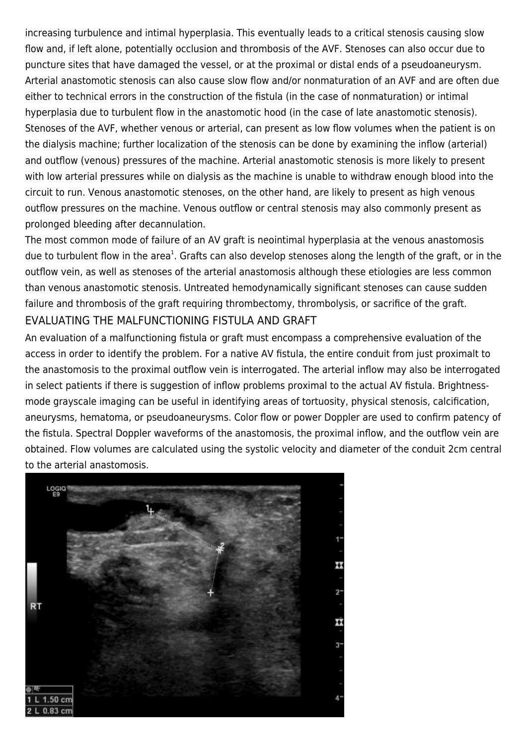increasing turbulence and intimal hyperplasia. This eventually leads to a critical stenosis causing slow flow and, if left alone, potentially occlusion and thrombosis of the AVF. Stenoses can also occur due to puncture sites that have damaged the vessel, or at the proximal or distal ends of a pseudoaneurysm. Arterial anastomotic stenosis can also cause slow flow and/or nonmaturation of an AVF and are often due either to technical errors in the construction of the fistula (in the case of nonmaturation) or intimal hyperplasia due to turbulent flow in the anastomotic hood (in the case of late anastomotic stenosis). Stenoses of the AVF, whether venous or arterial, can present as low flow volumes when the patient is on the dialysis machine; further localization of the stenosis can be done by examining the inflow (arterial) and outflow (venous) pressures of the machine. Arterial anastomotic stenosis is more likely to present with low arterial pressures while on dialysis as the machine is unable to withdraw enough blood into the circuit to run. Venous anastomotic stenoses, on the other hand, are likely to present as high venous outflow pressures on the machine. Venous outflow or central stenosis may also commonly present as prolonged bleeding after decannulation.

The most common mode of failure of an AV graft is neointimal hyperplasia at the venous anastomosis due to turbulent flow in the area[1]. Grafts can also develop stenoses along the length of the graft, or in the outflow vein, as well as stenoses of the arterial anastomosis although these etiologies are less common than venous anastomotic stenosis. Untreated hemodynamically significant stenoses can cause sudden failure and thrombosis of the graft requiring thrombectomy, thrombolysis, or sacrifice of the graft.

## EVALUATING THE MALFUNCTIONING FISTULA AND GRAFT

An evaluation of a malfunctioning fistula or graft must encompass a comprehensive evaluation of the access in order to identify the problem. For a native AV fistula, the entire conduit from just proximalt to the anastomosis to the proximal outflow vein is interrogated. The arterial inflow may also be interrogated in select patients if there is suggestion of inflow problems proximal to the actual AV fistula. Brightness-mode grayscale imaging can be useful in identifying areas of tortuosity, physical stenosis, calcification, aneurysms, hematoma, or pseudoaneurysms. Color flow or power Doppler are used to confirm patency of the fistula. Spectral Doppler waveforms of the anastomosis, the proximal inflow, and the outflow vein are obtained. Flow volumes are calculated using the systolic velocity and diameter of the conduit 2cm central to the arterial anastomosis.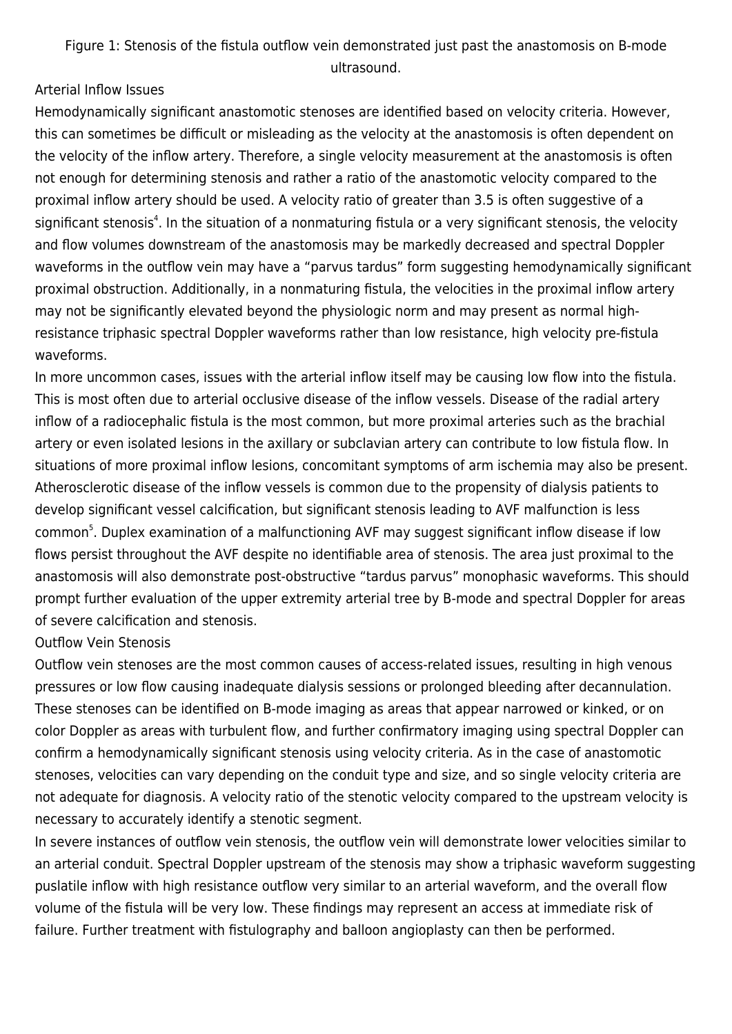Figure 1: Stenosis of the fistula outflow vein demonstrated just past the anastomosis on B-mode ultrasound.

## Arterial Inflow Issues

Hemodynamically significant anastomotic stenoses are identified based on velocity criteria. However, this can sometimes be difficult or misleading as the velocity at the anastomosis is often dependent on the velocity of the inflow artery. Therefore, a single velocity measurement at the anastomosis is often not enough for determining stenosis and rather a ratio of the anastomotic velocity compared to the proximal inflow artery should be used. A velocity ratio of greater than 3.5 is often suggestive of a significant stenosis[4]. In the situation of a nonmaturing fistula or a very significant stenosis, the velocity and flow volumes downstream of the anastomosis may be markedly decreased and spectral Doppler waveforms in the outflow vein may have a "parvus tardus" form suggesting hemodynamically significant proximal obstruction. Additionally, in a nonmaturing fistula, the velocities in the proximal inflow artery may not be significantly elevated beyond the physiologic norm and may present as normal high-resistance triphasic spectral Doppler waveforms rather than low resistance, high velocity pre-fistula waveforms.

In more uncommon cases, issues with the arterial inflow itself may be causing low flow into the fistula. This is most often due to arterial occlusive disease of the inflow vessels. Disease of the radial artery inflow of a radiocephalic fistula is the most common, but more proximal arteries such as the brachial artery or even isolated lesions in the axillary or subclavian artery can contribute to low fistula flow. In situations of more proximal inflow lesions, concomitant symptoms of arm ischemia may also be present. Atherosclerotic disease of the inflow vessels is common due to the propensity of dialysis patients to develop significant vessel calcification, but significant stenosis leading to AVF malfunction is less common[5]. Duplex examination of a malfunctioning AVF may suggest significant inflow disease if low flows persist throughout the AVF despite no identifiable area of stenosis. The area just proximal to the anastomosis will also demonstrate post-obstructive "tardus parvus" monophasic waveforms. This should prompt further evaluation of the upper extremity arterial tree by B-mode and spectral Doppler for areas of severe calcification and stenosis.

## Outflow Vein Stenosis

Outflow vein stenoses are the most common causes of access-related issues, resulting in high venous pressures or low flow causing inadequate dialysis sessions or prolonged bleeding after decannulation. These stenoses can be identified on B-mode imaging as areas that appear narrowed or kinked, or on color Doppler as areas with turbulent flow, and further confirmatory imaging using spectral Doppler can confirm a hemodynamically significant stenosis using velocity criteria. As in the case of anastomotic stenoses, velocities can vary depending on the conduit type and size, and so single velocity criteria are not adequate for diagnosis. A velocity ratio of the stenotic velocity compared to the upstream velocity is necessary to accurately identify a stenotic segment.

In severe instances of outflow vein stenosis, the outflow vein will demonstrate lower velocities similar to an arterial conduit. Spectral Doppler upstream of the stenosis may show a triphasic waveform suggesting puslatile inflow with high resistance outflow very similar to an arterial waveform, and the overall flow volume of the fistula will be very low. These findings may represent an access at immediate risk of failure. Further treatment with fistulography and balloon angioplasty can then be performed.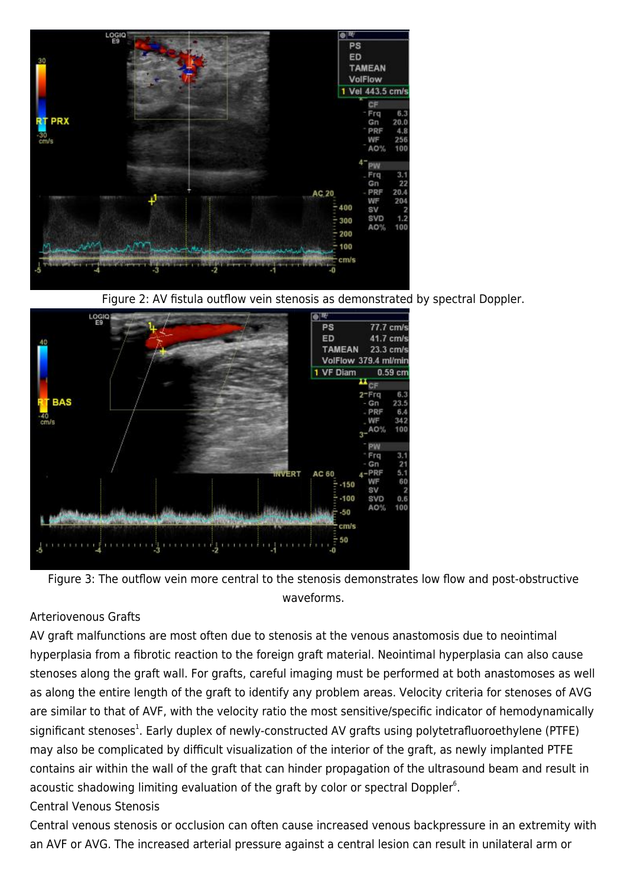Figure 2: AV fistula outflow vein stenosis as demonstrated by spectral Doppler.

Figure 3: The outflow vein more central to the stenosis demonstrates low flow and post-obstructive waveforms.

Arteriovenous Grafts

AV graft malfunctions are most often due to stenosis at the venous anastomosis due to neointimal hyperplasia from a fibrotic reaction to the foreign graft material. Neointimal hyperplasia can also cause stenoses along the graft wall. For grafts, careful imaging must be performed at both anastomoses as well as along the entire length of the graft to identify any problem areas. Velocity criteria for stenoses of AVG are similar to that of AVF, with the velocity ratio the most sensitive/specific indicator of hemodynamically significant stenoses[1]. Early duplex of newly-constructed AV grafts using polytetrafluoroethylene (PTFE) may also be complicated by difficult visualization of the interior of the graft, as newly implanted PTFE contains air within the wall of the graft that can hinder propagation of the ultrasound beam and result in acoustic shadowing limiting evaluation of the graft by color or spectral Doppler[6].

Central Venous Stenosis

Central venous stenosis or occlusion can often cause increased venous backpressure in an extremity with an AVF or AVG. The increased arterial pressure against a central lesion can result in unilateral arm or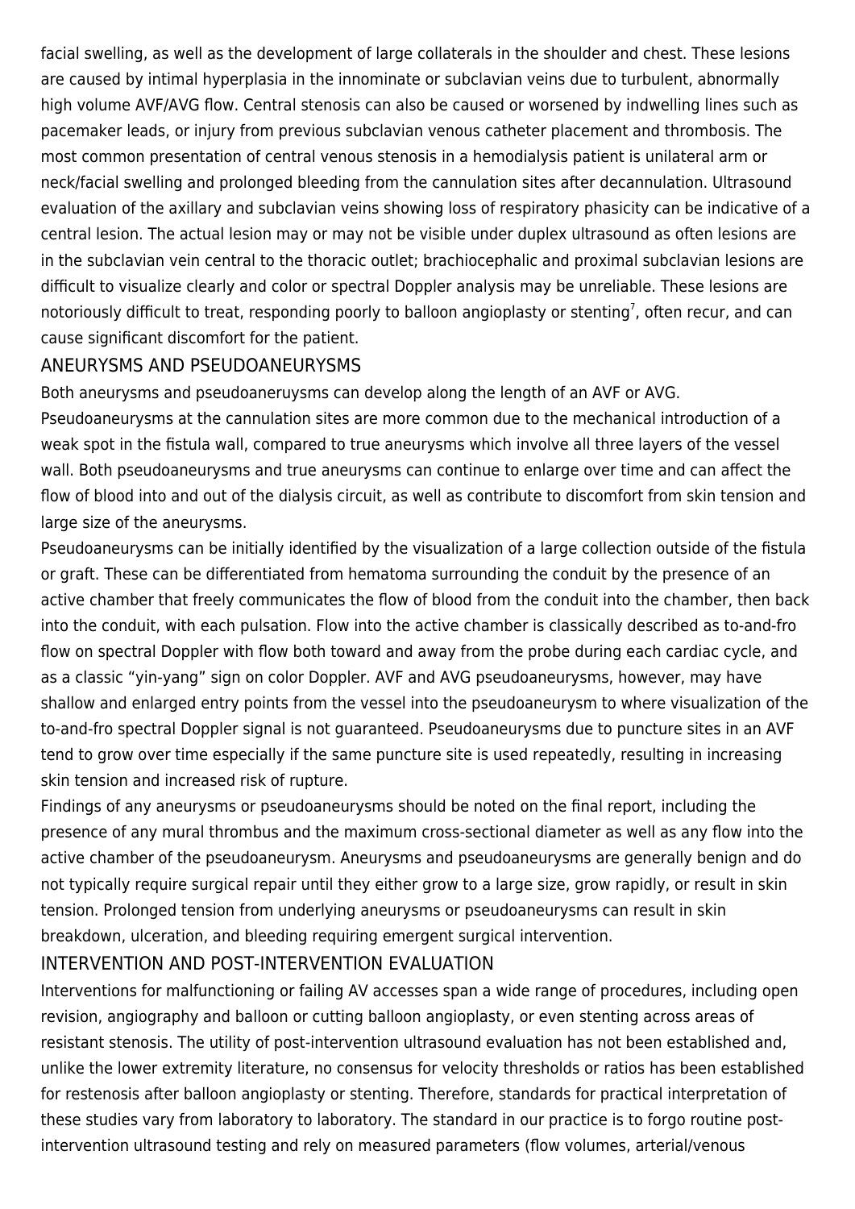facial swelling, as well as the development of large collaterals in the shoulder and chest. These lesions are caused by intimal hyperplasia in the innominate or subclavian veins due to turbulent, abnormally high volume AVF/AVG flow. Central stenosis can also be caused or worsened by indwelling lines such as pacemaker leads, or injury from previous subclavian venous catheter placement and thrombosis. The most common presentation of central venous stenosis in a hemodialysis patient is unilateral arm or neck/facial swelling and prolonged bleeding from the cannulation sites after decannulation. Ultrasound evaluation of the axillary and subclavian veins showing loss of respiratory phasicity can be indicative of a central lesion. The actual lesion may or may not be visible under duplex ultrasound as often lesions are in the subclavian vein central to the thoracic outlet; brachiocephalic and proximal subclavian lesions are difficult to visualize clearly and color or spectral Doppler analysis may be unreliable. These lesions are notoriously difficult to treat, responding poorly to balloon angioplasty or stenting[7], often recur, and can cause significant discomfort for the patient.

## ANEURYSMS AND PSEUDOANEURYSMS

Both aneurysms and pseudoaneruysms can develop along the length of an AVF or AVG. Pseudoaneurysms at the cannulation sites are more common due to the mechanical introduction of a weak spot in the fistula wall, compared to true aneurysms which involve all three layers of the vessel wall. Both pseudoaneurysms and true aneurysms can continue to enlarge over time and can affect the flow of blood into and out of the dialysis circuit, as well as contribute to discomfort from skin tension and large size of the aneurysms.

Pseudoaneurysms can be initially identified by the visualization of a large collection outside of the fistula or graft. These can be differentiated from hematoma surrounding the conduit by the presence of an active chamber that freely communicates the flow of blood from the conduit into the chamber, then back into the conduit, with each pulsation. Flow into the active chamber is classically described as to-and-fro flow on spectral Doppler with flow both toward and away from the probe during each cardiac cycle, and as a classic "yin-yang" sign on color Doppler. AVF and AVG pseudoaneurysms, however, may have shallow and enlarged entry points from the vessel into the pseudoaneurysm to where visualization of the to-and-fro spectral Doppler signal is not guaranteed. Pseudoaneurysms due to puncture sites in an AVF tend to grow over time especially if the same puncture site is used repeatedly, resulting in increasing skin tension and increased risk of rupture.

Findings of any aneurysms or pseudoaneurysms should be noted on the final report, including the presence of any mural thrombus and the maximum cross-sectional diameter as well as any flow into the active chamber of the pseudoaneurysm. Aneurysms and pseudoaneurysms are generally benign and do not typically require surgical repair until they either grow to a large size, grow rapidly, or result in skin tension. Prolonged tension from underlying aneurysms or pseudoaneurysms can result in skin breakdown, ulceration, and bleeding requiring emergent surgical intervention.

## INTERVENTION AND POST-INTERVENTION EVALUATION

Interventions for malfunctioning or failing AV accesses span a wide range of procedures, including open revision, angiography and balloon or cutting balloon angioplasty, or even stenting across areas of resistant stenosis. The utility of post-intervention ultrasound evaluation has not been established and, unlike the lower extremity literature, no consensus for velocity thresholds or ratios has been established for restenosis after balloon angioplasty or stenting. Therefore, standards for practical interpretation of these studies vary from laboratory to laboratory. The standard in our practice is to forgo routine post-intervention ultrasound testing and rely on measured parameters (flow volumes, arterial/venous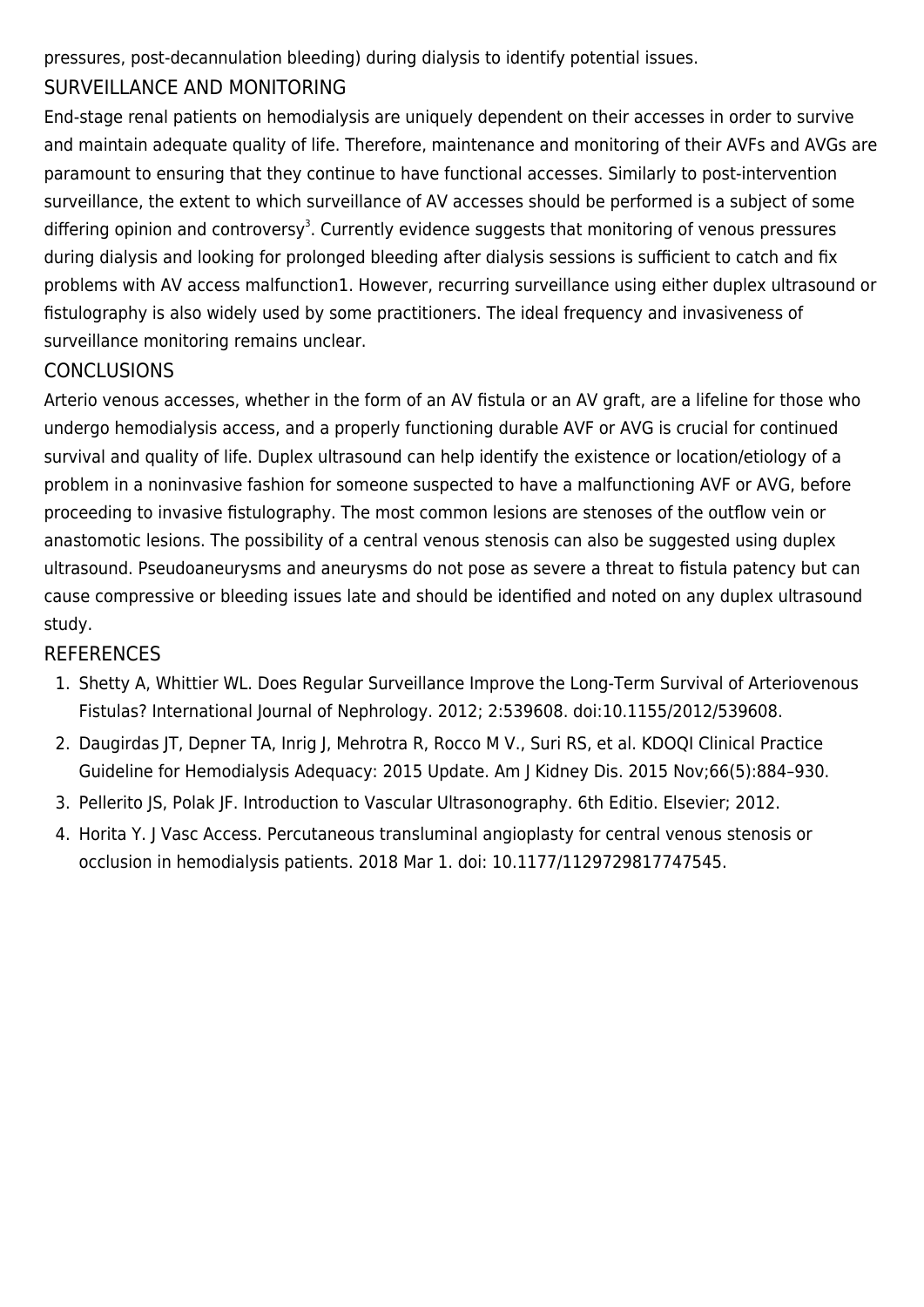pressures, post-decannulation bleeding) during dialysis to identify potential issues.

## SURVEILLANCE AND MONITORING

End-stage renal patients on hemodialysis are uniquely dependent on their accesses in order to survive and maintain adequate quality of life. Therefore, maintenance and monitoring of their AVFs and AVGs are paramount to ensuring that they continue to have functional accesses. Similarly to post-intervention surveillance, the extent to which surveillance of AV accesses should be performed is a subject of some differing opinion and controversy[3]. Currently evidence suggests that monitoring of venous pressures during dialysis and looking for prolonged bleeding after dialysis sessions is sufficient to catch and fix problems with AV access malfunction1. However, recurring surveillance using either duplex ultrasound or fistulography is also widely used by some practitioners. The ideal frequency and invasiveness of surveillance monitoring remains unclear.

## CONCLUSIONS

Arterio venous accesses, whether in the form of an AV fistula or an AV graft, are a lifeline for those who undergo hemodialysis access, and a properly functioning durable AVF or AVG is crucial for continued survival and quality of life. Duplex ultrasound can help identify the existence or location/etiology of a problem in a noninvasive fashion for someone suspected to have a malfunctioning AVF or AVG, before proceeding to invasive fistulography. The most common lesions are stenoses of the outflow vein or anastomotic lesions. The possibility of a central venous stenosis can also be suggested using duplex ultrasound. Pseudoaneurysms and aneurysms do not pose as severe a threat to fistula patency but can cause compressive or bleeding issues late and should be identified and noted on any duplex ultrasound study.

## REFERENCES

1. Shetty A, Whittier WL. Does Regular Surveillance Improve the Long-Term Survival of Arteriovenous Fistulas? International Journal of Nephrology. 2012; 2:539608. doi:10.1155/2012/539608.
2. Daugirdas JT, Depner TA, Inrig J, Mehrotra R, Rocco M V., Suri RS, et al. KDOQI Clinical Practice Guideline for Hemodialysis Adequacy: 2015 Update. Am J Kidney Dis. 2015 Nov;66(5):884–930.
3. Pellerito JS, Polak JF. Introduction to Vascular Ultrasonography. 6th Editio. Elsevier; 2012.
4. Horita Y. J Vasc Access. Percutaneous transluminal angioplasty for central venous stenosis or occlusion in hemodialysis patients. 2018 Mar 1. doi: 10.1177/1129729817747545.